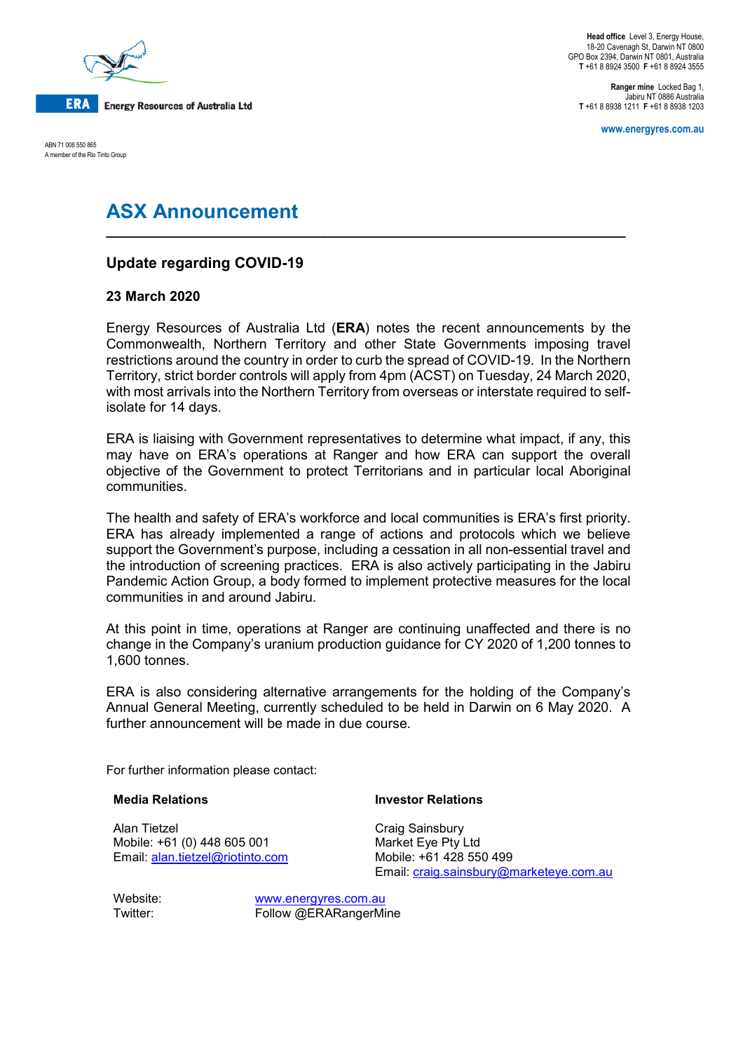**ERA** Energy Resources of Australia Ltd

ABN 71 008 550 865
A member of the Rio Tinto Group

**Head office** Level 3, Energy House,
18-20 Cavenagh St, Darwin NT 0800
GPO Box 2394, Darwin NT 0801, Australia
**T** +61 8 8924 3500 **F** +61 8 8924 3555

**Ranger mine** Locked Bag 1,
Jabiru NT 0886 Australia
**T** +61 8 8938 1211 **F** +61 8 8938 1203

www.energyres.com.au

# ASX Announcement

## Update regarding COVID-19

**23 March 2020**

Energy Resources of Australia Ltd (**ERA**) notes the recent announcements by the Commonwealth, Northern Territory and other State Governments imposing travel restrictions around the country in order to curb the spread of COVID-19. In the Northern Territory, strict border controls will apply from 4pm (ACST) on Tuesday, 24 March 2020, with most arrivals into the Northern Territory from overseas or interstate required to self-isolate for 14 days.

ERA is liaising with Government representatives to determine what impact, if any, this may have on ERA's operations at Ranger and how ERA can support the overall objective of the Government to protect Territorians and in particular local Aboriginal communities.

The health and safety of ERA's workforce and local communities is ERA's first priority. ERA has already implemented a range of actions and protocols which we believe support the Government's purpose, including a cessation in all non-essential travel and the introduction of screening practices. ERA is also actively participating in the Jabiru Pandemic Action Group, a body formed to implement protective measures for the local communities in and around Jabiru.

At this point in time, operations at Ranger are continuing unaffected and there is no change in the Company's uranium production guidance for CY 2020 of 1,200 tonnes to 1,600 tonnes.

ERA is also considering alternative arrangements for the holding of the Company's Annual General Meeting, currently scheduled to be held in Darwin on 6 May 2020. A further announcement will be made in due course.

For further information please contact:

**Media Relations**

Alan Tietzel
Mobile: +61 (0) 448 605 001
Email: alan.tietzel@riotinto.com

**Investor Relations**

Craig Sainsbury
Market Eye Pty Ltd
Mobile: +61 428 550 499
Email: craig.sainsbury@marketeye.com.au

Website: www.energyres.com.au
Twitter: Follow @ERARangerMine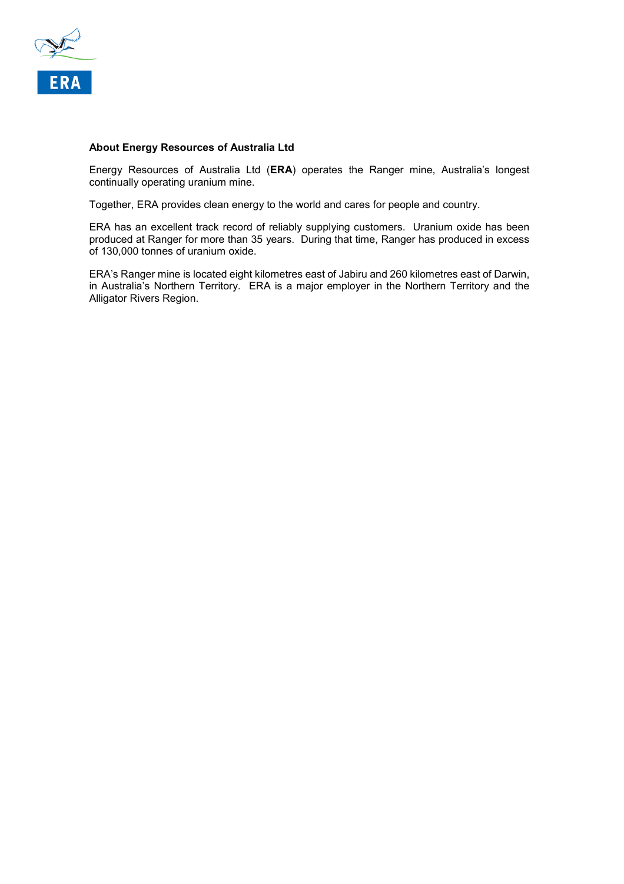**About Energy Resources of Australia Ltd**

Energy Resources of Australia Ltd (**ERA**) operates the Ranger mine, Australia's longest continually operating uranium mine.

Together, ERA provides clean energy to the world and cares for people and country.

ERA has an excellent track record of reliably supplying customers. Uranium oxide has been produced at Ranger for more than 35 years. During that time, Ranger has produced in excess of 130,000 tonnes of uranium oxide.

ERA's Ranger mine is located eight kilometres east of Jabiru and 260 kilometres east of Darwin, in Australia's Northern Territory. ERA is a major employer in the Northern Territory and the Alligator Rivers Region.